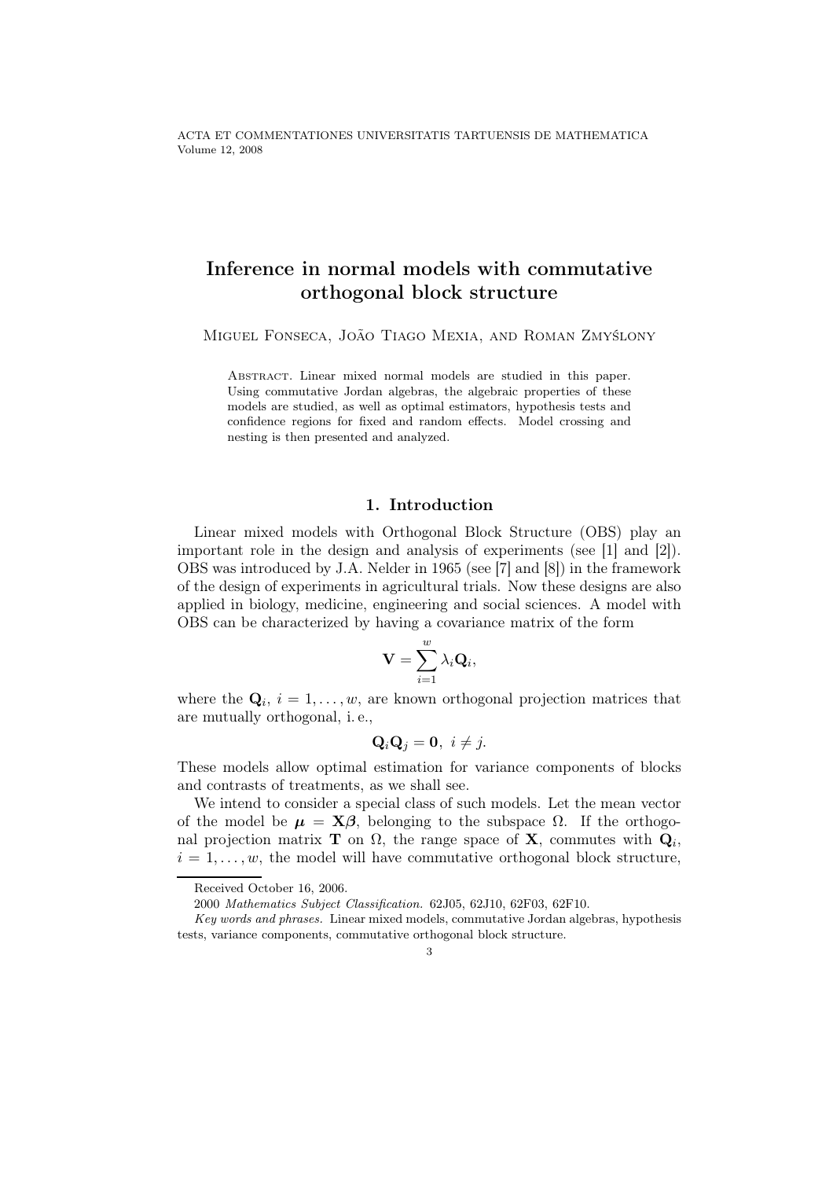# Inference in normal models with commutative orthogonal block structure

Miguel Fonseca, João Tiago Mexia, and Roman Zmyślony

Abstract. Linear mixed normal models are studied in this paper. Using commutative Jordan algebras, the algebraic properties of these models are studied, as well as optimal estimators, hypothesis tests and confidence regions for fixed and random effects. Model crossing and nesting is then presented and analyzed.

## 1. Introduction

Linear mixed models with Orthogonal Block Structure (OBS) play an important role in the design and analysis of experiments (see [1] and [2]). OBS was introduced by J.A. Nelder in 1965 (see [7] and [8]) in the framework of the design of experiments in agricultural trials. Now these designs are also applied in biology, medicine, engineering and social sciences. A model with OBS can be characterized by having a covariance matrix of the form

$$\mathbf{V} = \sum_{i=1}^{w} \lambda_i \mathbf{Q}_i,$$

where the $\mathbf{Q}_i$, $i = 1, \ldots, w$, are known orthogonal projection matrices that are mutually orthogonal, i. e.,

$$\mathbf{Q}_i \mathbf{Q}_j = \mathbf{0}, \ i \neq j.$$

These models allow optimal estimation for variance components of blocks and contrasts of treatments, as we shall see.

We intend to consider a special class of such models. Let the mean vector of the model be $\boldsymbol{\mu} = \mathbf{X}\boldsymbol{\beta}$, belonging to the subspace $\Omega$. If the orthogonal projection matrix $\mathbf{T}$ on $\Omega$, the range space of $\mathbf{X}$, commutes with $\mathbf{Q}_i$, $i = 1, \ldots, w$, the model will have commutative orthogonal block structure,

Received October 16, 2006.

2000 *Mathematics Subject Classification.* 62J05, 62J10, 62F03, 62F10.

*Key words and phrases.* Linear mixed models, commutative Jordan algebras, hypothesis tests, variance components, commutative orthogonal block structure.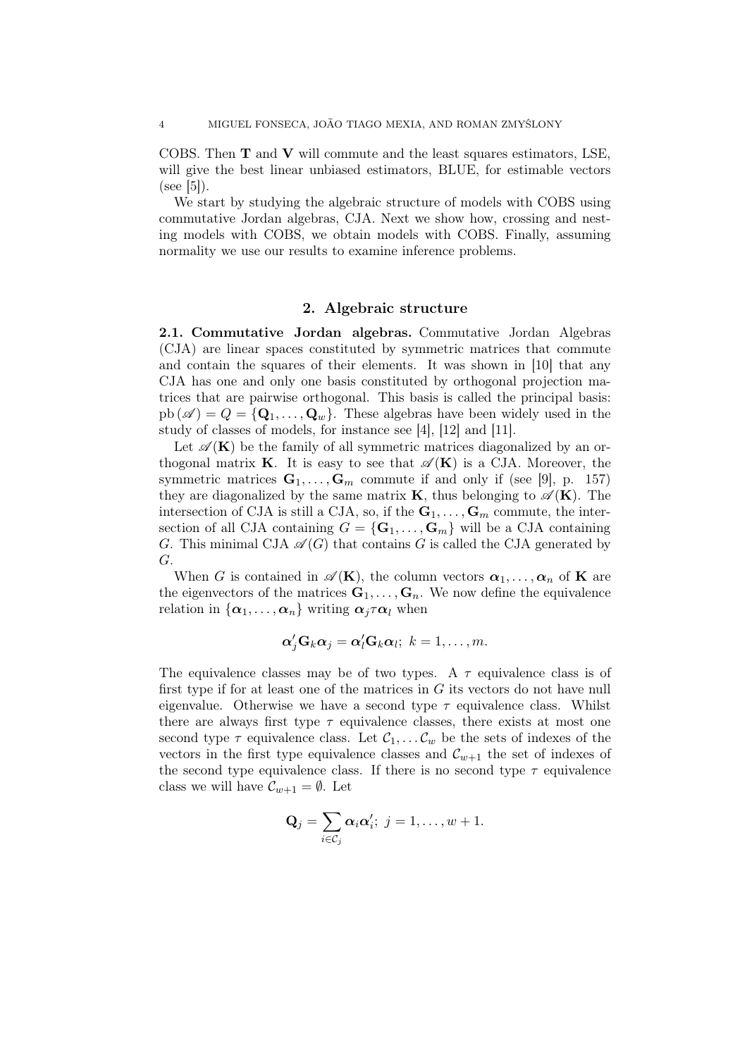COBS. Then $\mathbf{T}$ and $\mathbf{V}$ will commute and the least squares estimators, LSE, will give the best linear unbiased estimators, BLUE, for estimable vectors (see [5]).

We start by studying the algebraic structure of models with COBS using commutative Jordan algebras, CJA. Next we show how, crossing and nesting models with COBS, we obtain models with COBS. Finally, assuming normality we use our results to examine inference problems.

## 2. Algebraic structure

**2.1. Commutative Jordan algebras.** Commutative Jordan Algebras (CJA) are linear spaces constituted by symmetric matrices that commute and contain the squares of their elements. It was shown in [10] that any CJA has one and only one basis constituted by orthogonal projection matrices that are pairwise orthogonal. This basis is called the principal basis: $\mathrm{pb}(\mathscr{A}) = Q = \{\mathbf{Q}_1, \ldots, \mathbf{Q}_w\}$. These algebras have been widely used in the study of classes of models, for instance see [4], [12] and [11].

Let $\mathscr{A}(\mathbf{K})$ be the family of all symmetric matrices diagonalized by an orthogonal matrix $\mathbf{K}$. It is easy to see that $\mathscr{A}(\mathbf{K})$ is a CJA. Moreover, the symmetric matrices $\mathbf{G}_1, \ldots, \mathbf{G}_m$ commute if and only if (see [9], p. 157) they are diagonalized by the same matrix $\mathbf{K}$, thus belonging to $\mathscr{A}(\mathbf{K})$. The intersection of CJA is still a CJA, so, if the $\mathbf{G}_1, \ldots, \mathbf{G}_m$ commute, the intersection of all CJA containing $G = \{\mathbf{G}_1, \ldots, \mathbf{G}_m\}$ will be a CJA containing $G$. This minimal CJA $\mathscr{A}(G)$ that contains $G$ is called the CJA generated by $G$.

When $G$ is contained in $\mathscr{A}(\mathbf{K})$, the column vectors $\boldsymbol{\alpha}_1, \ldots, \boldsymbol{\alpha}_n$ of $\mathbf{K}$ are the eigenvectors of the matrices $\mathbf{G}_1, \ldots, \mathbf{G}_n$. We now define the equivalence relation in $\{\boldsymbol{\alpha}_1, \ldots, \boldsymbol{\alpha}_n\}$ writing $\boldsymbol{\alpha}_j \tau \boldsymbol{\alpha}_l$ when

$$\boldsymbol{\alpha}_j' \mathbf{G}_k \boldsymbol{\alpha}_j = \boldsymbol{\alpha}_l' \mathbf{G}_k \boldsymbol{\alpha}_l;\ k = 1, \ldots, m.$$

The equivalence classes may be of two types. A $\tau$ equivalence class is of first type if for at least one of the matrices in $G$ its vectors do not have null eigenvalue. Otherwise we have a second type $\tau$ equivalence class. Whilst there are always first type $\tau$ equivalence classes, there exists at most one second type $\tau$ equivalence class. Let $\mathcal{C}_1, \ldots \mathcal{C}_w$ be the sets of indexes of the vectors in the first type equivalence classes and $\mathcal{C}_{w+1}$ the set of indexes of the second type equivalence class. If there is no second type $\tau$ equivalence class we will have $\mathcal{C}_{w+1} = \emptyset$. Let

$$\mathbf{Q}_j = \sum_{i \in \mathcal{C}_j} \boldsymbol{\alpha}_i \boldsymbol{\alpha}_i';\ j = 1, \ldots, w+1.$$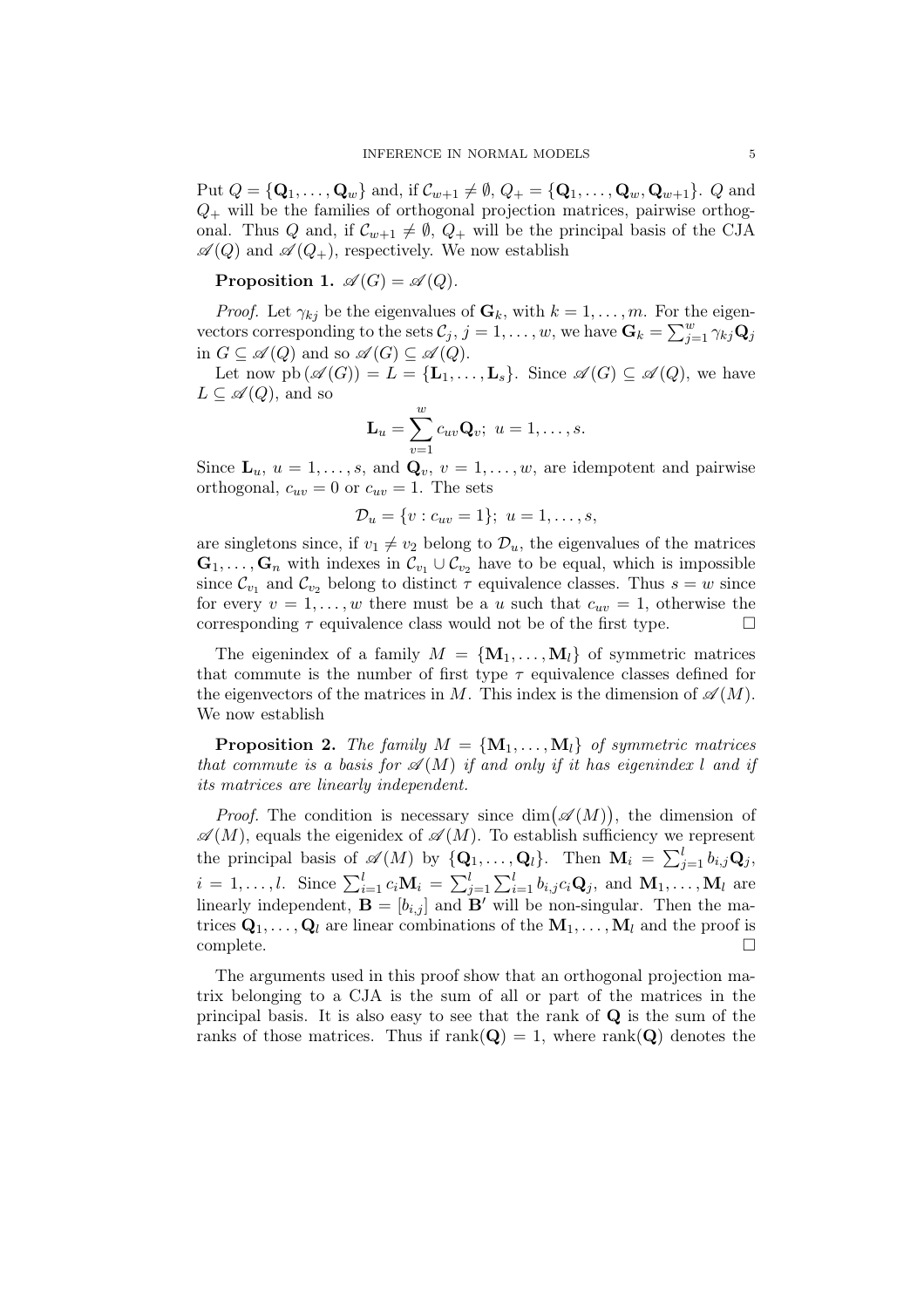Put $Q = \{\mathbf{Q}_1, \dots, \mathbf{Q}_w\}$ and, if $\mathcal{C}_{w+1} \neq \emptyset$, $Q_+ = \{\mathbf{Q}_1, \dots, \mathbf{Q}_w, \mathbf{Q}_{w+1}\}$. $Q$ and $Q_+$ will be the families of orthogonal projection matrices, pairwise orthogonal. Thus $Q$ and, if $\mathcal{C}_{w+1} \neq \emptyset$, $Q_+$ will be the principal basis of the CJA $\mathscr{A}(Q)$ and $\mathscr{A}(Q_+)$, respectively. We now establish

**Proposition 1.** $\mathscr{A}(G) = \mathscr{A}(Q)$.

*Proof.* Let $\gamma_{kj}$ be the eigenvalues of $\mathbf{G}_k$, with $k = 1, \dots, m$. For the eigenvectors corresponding to the sets $\mathcal{C}_j$, $j = 1, \dots, w$, we have $\mathbf{G}_k = \sum_{j=1}^{w} \gamma_{kj} \mathbf{Q}_j$ in $G \subseteq \mathscr{A}(Q)$ and so $\mathscr{A}(G) \subseteq \mathscr{A}(Q)$.

Let now $\mathrm{pb}\,(\mathscr{A}(G)) = L = \{\mathbf{L}_1, \dots, \mathbf{L}_s\}$. Since $\mathscr{A}(G) \subseteq \mathscr{A}(Q)$, we have $L \subseteq \mathscr{A}(Q)$, and so

$$\mathbf{L}_u = \sum_{v=1}^{w} c_{uv} \mathbf{Q}_v; \; u = 1, \dots, s.$$

Since $\mathbf{L}_u$, $u = 1, \dots, s$, and $\mathbf{Q}_v$, $v = 1, \dots, w$, are idempotent and pairwise orthogonal, $c_{uv} = 0$ or $c_{uv} = 1$. The sets

$$\mathcal{D}_u = \{v : c_{uv} = 1\}; \; u = 1, \dots, s,$$

are singletons since, if $v_1 \neq v_2$ belong to $\mathcal{D}_u$, the eigenvalues of the matrices $\mathbf{G}_1, \dots, \mathbf{G}_n$ with indexes in $\mathcal{C}_{v_1} \cup \mathcal{C}_{v_2}$ have to be equal, which is impossible since $\mathcal{C}_{v_1}$ and $\mathcal{C}_{v_2}$ belong to distinct $\tau$ equivalence classes. Thus $s = w$ since for every $v = 1, \dots, w$ there must be a $u$ such that $c_{uv} = 1$, otherwise the corresponding $\tau$ equivalence class would not be of the first type. $\square$

The eigenindex of a family $M = \{\mathbf{M}_1, \dots, \mathbf{M}_l\}$ of symmetric matrices that commute is the number of first type $\tau$ equivalence classes defined for the eigenvectors of the matrices in $M$. This index is the dimension of $\mathscr{A}(M)$. We now establish

**Proposition 2.** *The family $M = \{\mathbf{M}_1, \dots, \mathbf{M}_l\}$ of symmetric matrices that commute is a basis for $\mathscr{A}(M)$ if and only if it has eigenindex $l$ and if its matrices are linearly independent.*

*Proof.* The condition is necessary since $\dim\bigl(\mathscr{A}(M)\bigr)$, the dimension of $\mathscr{A}(M)$, equals the eigenidex of $\mathscr{A}(M)$. To establish sufficiency we represent the principal basis of $\mathscr{A}(M)$ by $\{\mathbf{Q}_1, \dots, \mathbf{Q}_l\}$. Then $\mathbf{M}_i = \sum_{j=1}^{l} b_{i,j} \mathbf{Q}_j$, $i = 1, \dots, l$. Since $\sum_{i=1}^{l} c_i \mathbf{M}_i = \sum_{j=1}^{l} \sum_{i=1}^{l} b_{i,j} c_i \mathbf{Q}_j$, and $\mathbf{M}_1, \dots, \mathbf{M}_l$ are linearly independent, $\mathbf{B} = [b_{i,j}]$ and $\mathbf{B}'$ will be non-singular. Then the matrices $\mathbf{Q}_1, \dots, \mathbf{Q}_l$ are linear combinations of the $\mathbf{M}_1, \dots, \mathbf{M}_l$ and the proof is complete. $\square$

The arguments used in this proof show that an orthogonal projection matrix belonging to a CJA is the sum of all or part of the matrices in the principal basis. It is also easy to see that the rank of $\mathbf{Q}$ is the sum of the ranks of those matrices. Thus if $\mathrm{rank}(\mathbf{Q}) = 1$, where $\mathrm{rank}(\mathbf{Q})$ denotes the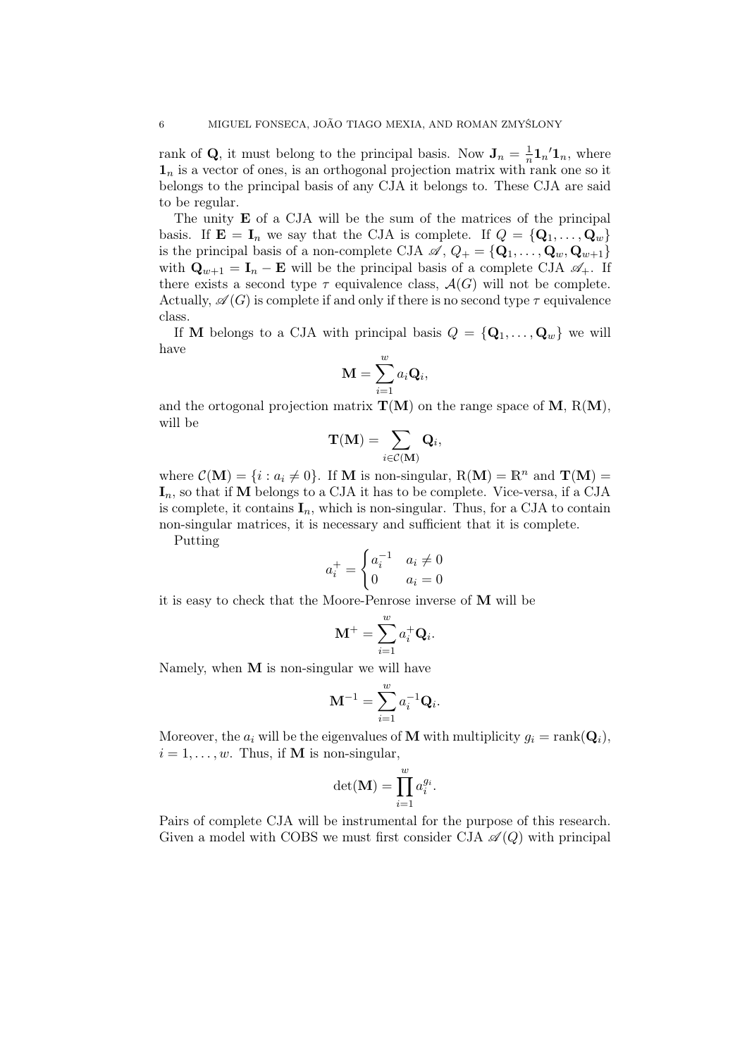rank of $\mathbf{Q}$, it must belong to the principal basis. Now $\mathbf{J}_n = \frac{1}{n}\mathbf{1}_n{}'\mathbf{1}_n$, where $\mathbf{1}_n$ is a vector of ones, is an orthogonal projection matrix with rank one so it belongs to the principal basis of any CJA it belongs to. These CJA are said to be regular.

The unity $\mathbf{E}$ of a CJA will be the sum of the matrices of the principal basis. If $\mathbf{E} = \mathbf{I}_n$ we say that the CJA is complete. If $Q = \{\mathbf{Q}_1, \ldots, \mathbf{Q}_w\}$ is the principal basis of a non-complete CJA $\mathscr{A}$, $Q_+ = \{\mathbf{Q}_1, \ldots, \mathbf{Q}_w, \mathbf{Q}_{w+1}\}$ with $\mathbf{Q}_{w+1} = \mathbf{I}_n - \mathbf{E}$ will be the principal basis of a complete CJA $\mathscr{A}_+$. If there exists a second type $\tau$ equivalence class, $\mathcal{A}(G)$ will not be complete. Actually, $\mathscr{A}(G)$ is complete if and only if there is no second type $\tau$ equivalence class.

If $\mathbf{M}$ belongs to a CJA with principal basis $Q = \{\mathbf{Q}_1, \ldots, \mathbf{Q}_w\}$ we will have

$$\mathbf{M} = \sum_{i=1}^{w} a_i \mathbf{Q}_i,$$

and the ortogonal projection matrix $\mathbf{T}(\mathbf{M})$ on the range space of $\mathbf{M}$, $\mathrm{R}(\mathbf{M})$, will be

$$\mathbf{T}(\mathbf{M}) = \sum_{i \in \mathcal{C}(\mathbf{M})} \mathbf{Q}_i,$$

where $\mathcal{C}(\mathbf{M}) = \{i : a_i \neq 0\}$. If $\mathbf{M}$ is non-singular, $\mathrm{R}(\mathbf{M}) = \mathbb{R}^n$ and $\mathbf{T}(\mathbf{M}) = \mathbf{I}_n$, so that if $\mathbf{M}$ belongs to a CJA it has to be complete. Vice-versa, if a CJA is complete, it contains $\mathbf{I}_n$, which is non-singular. Thus, for a CJA to contain non-singular matrices, it is necessary and sufficient that it is complete.

Putting

$$a_i^+ = \begin{cases} a_i^{-1} & a_i \neq 0 \\ 0 & a_i = 0 \end{cases}$$

it is easy to check that the Moore-Penrose inverse of $\mathbf{M}$ will be

$$\mathbf{M}^+ = \sum_{i=1}^{w} a_i^+ \mathbf{Q}_i.$$

Namely, when $\mathbf{M}$ is non-singular we will have

$$\mathbf{M}^{-1} = \sum_{i=1}^{w} a_i^{-1} \mathbf{Q}_i.$$

Moreover, the $a_i$ will be the eigenvalues of $\mathbf{M}$ with multiplicity $g_i = \mathrm{rank}(\mathbf{Q}_i)$, $i = 1, \ldots, w$. Thus, if $\mathbf{M}$ is non-singular,

$$\det(\mathbf{M}) = \prod_{i=1}^{w} a_i^{g_i}.$$

Pairs of complete CJA will be instrumental for the purpose of this research. Given a model with COBS we must first consider CJA $\mathscr{A}(Q)$ with principal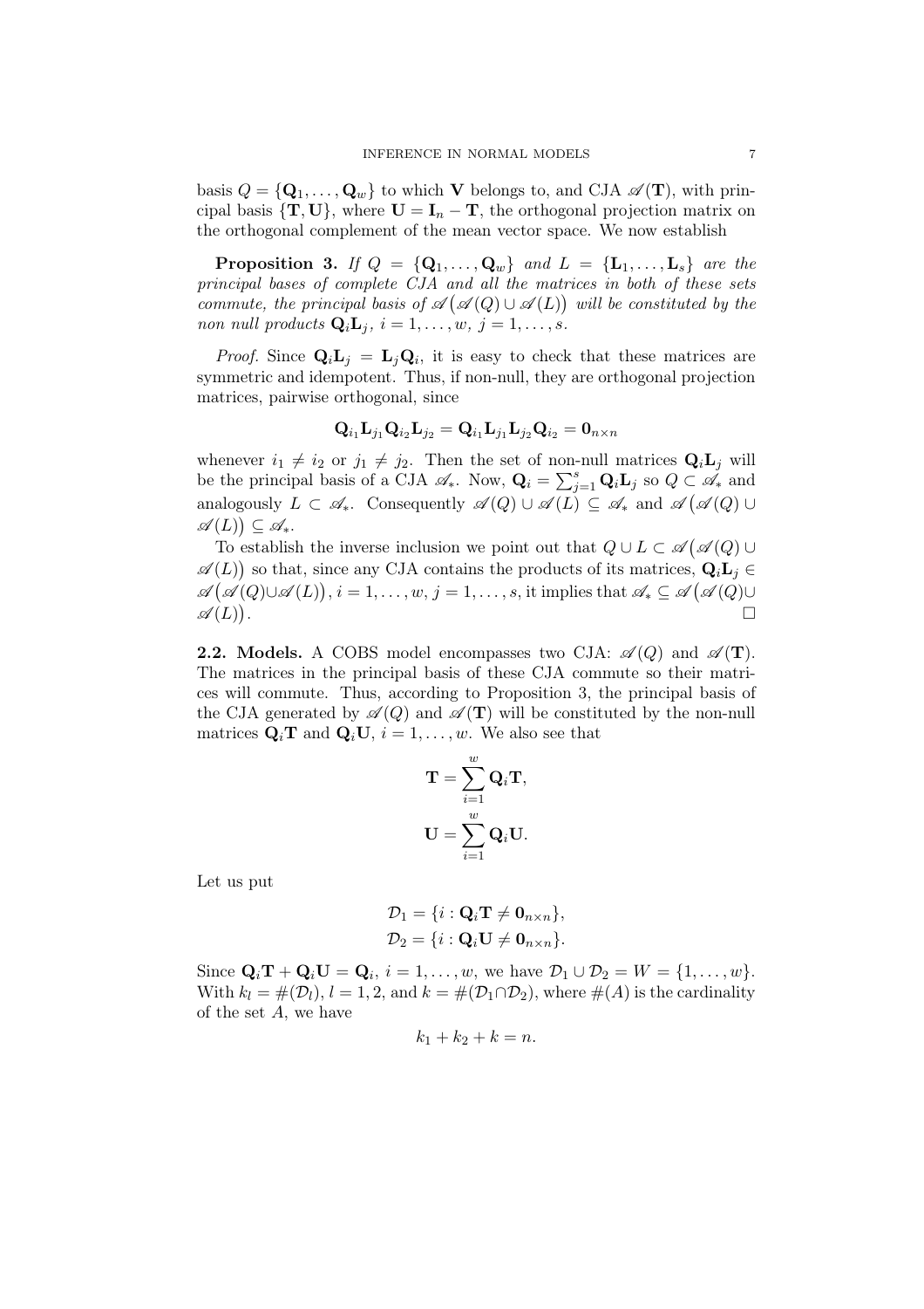basis $Q = \{\mathbf{Q}_1, \dots, \mathbf{Q}_w\}$ to which $\mathbf{V}$ belongs to, and CJA $\mathscr{A}(\mathbf{T})$, with principal basis $\{\mathbf{T}, \mathbf{U}\}$, where $\mathbf{U} = \mathbf{I}_n - \mathbf{T}$, the orthogonal projection matrix on the orthogonal complement of the mean vector space. We now establish

**Proposition 3.** *If $Q = \{\mathbf{Q}_1, \dots, \mathbf{Q}_w\}$ and $L = \{\mathbf{L}_1, \dots, \mathbf{L}_s\}$ are the principal bases of complete CJA and all the matrices in both of these sets commute, the principal basis of $\mathscr{A}\big(\mathscr{A}(Q) \cup \mathscr{A}(L)\big)$ will be constituted by the non null products $\mathbf{Q}_i\mathbf{L}_j$, $i = 1, \dots, w$, $j = 1, \dots, s$.*

*Proof.* Since $\mathbf{Q}_i\mathbf{L}_j = \mathbf{L}_j\mathbf{Q}_i$, it is easy to check that these matrices are symmetric and idempotent. Thus, if non-null, they are orthogonal projection matrices, pairwise orthogonal, since

$$\mathbf{Q}_{i_1}\mathbf{L}_{j_1}\mathbf{Q}_{i_2}\mathbf{L}_{j_2} = \mathbf{Q}_{i_1}\mathbf{L}_{j_1}\mathbf{L}_{j_2}\mathbf{Q}_{i_2} = \mathbf{0}_{n \times n}$$

whenever $i_1 \neq i_2$ or $j_1 \neq j_2$. Then the set of non-null matrices $\mathbf{Q}_i\mathbf{L}_j$ will be the principal basis of a CJA $\mathscr{A}_*$. Now, $\mathbf{Q}_i = \sum_{j=1}^{s} \mathbf{Q}_i\mathbf{L}_j$ so $Q \subset \mathscr{A}_*$ and analogously $L \subset \mathscr{A}_*$. Consequently $\mathscr{A}(Q) \cup \mathscr{A}(L) \subseteq \mathscr{A}_*$ and $\mathscr{A}\big(\mathscr{A}(Q) \cup \mathscr{A}(L)\big) \subseteq \mathscr{A}_*$.

To establish the inverse inclusion we point out that $Q \cup L \subset \mathscr{A}\big(\mathscr{A}(Q) \cup \mathscr{A}(L)\big)$ so that, since any CJA contains the products of its matrices, $\mathbf{Q}_i\mathbf{L}_j \in \mathscr{A}\big(\mathscr{A}(Q) \cup \mathscr{A}(L)\big)$, $i = 1, \dots, w$, $j = 1, \dots, s$, it implies that $\mathscr{A}_* \subseteq \mathscr{A}\big(\mathscr{A}(Q) \cup \mathscr{A}(L)\big)$. $\square$

**2.2. Models.** A COBS model encompasses two CJA: $\mathscr{A}(Q)$ and $\mathscr{A}(\mathbf{T})$. The matrices in the principal basis of these CJA commute so their matrices will commute. Thus, according to Proposition 3, the principal basis of the CJA generated by $\mathscr{A}(Q)$ and $\mathscr{A}(\mathbf{T})$ will be constituted by the non-null matrices $\mathbf{Q}_i\mathbf{T}$ and $\mathbf{Q}_i\mathbf{U}$, $i = 1, \dots, w$. We also see that

$$\mathbf{T} = \sum_{i=1}^{w} \mathbf{Q}_i\mathbf{T},$$
$$\mathbf{U} = \sum_{i=1}^{w} \mathbf{Q}_i\mathbf{U}.$$

Let us put

$$\mathcal{D}_1 = \{i : \mathbf{Q}_i\mathbf{T} \neq \mathbf{0}_{n \times n}\},$$
$$\mathcal{D}_2 = \{i : \mathbf{Q}_i\mathbf{U} \neq \mathbf{0}_{n \times n}\}.$$

Since $\mathbf{Q}_i\mathbf{T} + \mathbf{Q}_i\mathbf{U} = \mathbf{Q}_i$, $i = 1, \dots, w$, we have $\mathcal{D}_1 \cup \mathcal{D}_2 = W = \{1, \dots, w\}$. With $k_l = \#(\mathcal{D}_l)$, $l = 1, 2$, and $k = \#(\mathcal{D}_1 \cap \mathcal{D}_2)$, where $\#(A)$ is the cardinality of the set $A$, we have

$$k_1 + k_2 + k = n.$$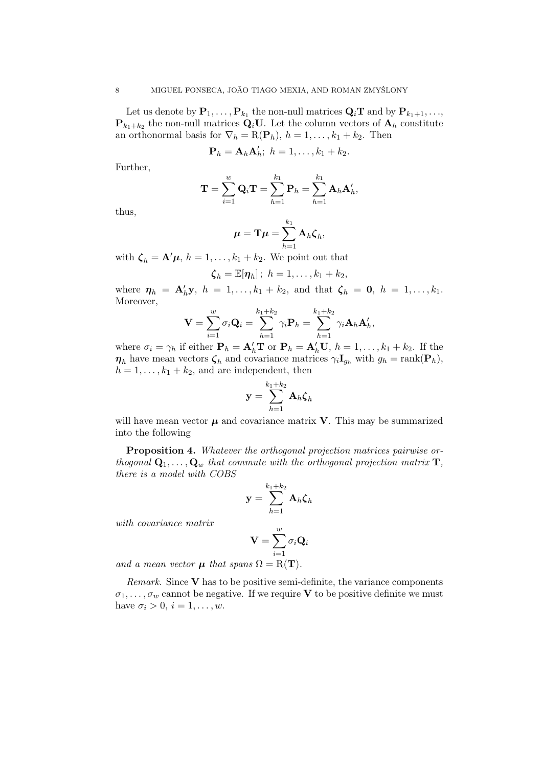Let us denote by $\mathbf{P}_1, \ldots, \mathbf{P}_{k_1}$ the non-null matrices $\mathbf{Q}_i\mathbf{T}$ and by $\mathbf{P}_{k_1+1}, \ldots,$ $\mathbf{P}_{k_1+k_2}$ the non-null matrices $\mathbf{Q}_i\mathbf{U}$. Let the column vectors of $\mathbf{A}_h$ constitute an orthonormal basis for $\nabla_h = \mathrm{R}(\mathbf{P}_h)$, $h = 1, \ldots, k_1 + k_2$. Then

$$\mathbf{P}_h = \mathbf{A}_h\mathbf{A}'_h;\ h = 1, \ldots, k_1 + k_2.$$

Further,

$$\mathbf{T} = \sum_{i=1}^{w} \mathbf{Q}_i\mathbf{T} = \sum_{h=1}^{k_1} \mathbf{P}_h = \sum_{h=1}^{k_1} \mathbf{A}_h\mathbf{A}'_h,$$

thus,

$$\boldsymbol{\mu} = \mathbf{T}\boldsymbol{\mu} = \sum_{h=1}^{k_1} \mathbf{A}_h\boldsymbol{\zeta}_h,$$

with $\boldsymbol{\zeta}_h = \mathbf{A}'\boldsymbol{\mu}$, $h = 1, \ldots, k_1 + k_2$. We point out that

$$\boldsymbol{\zeta}_h = \mathbb{E}[\boldsymbol{\eta}_h]\,;\ h = 1, \ldots, k_1 + k_2,$$

where $\boldsymbol{\eta}_h = \mathbf{A}'_h\mathbf{y}$, $h = 1, \ldots, k_1 + k_2$, and that $\boldsymbol{\zeta}_h = \mathbf{0}$, $h = 1, \ldots, k_1$. Moreover,

$$\mathbf{V} = \sum_{i=1}^{w} \sigma_i\mathbf{Q}_i = \sum_{h=1}^{k_1+k_2} \gamma_i\mathbf{P}_h = \sum_{h=1}^{k_1+k_2} \gamma_i\mathbf{A}_h\mathbf{A}'_h,$$

where $\sigma_i = \gamma_h$ if either $\mathbf{P}_h = \mathbf{A}'_h\mathbf{T}$ or $\mathbf{P}_h = \mathbf{A}'_h\mathbf{U}$, $h = 1, \ldots, k_1 + k_2$. If the $\boldsymbol{\eta}_h$ have mean vectors $\boldsymbol{\zeta}_h$ and covariance matrices $\gamma_i\mathbf{I}_{g_h}$ with $g_h = \mathrm{rank}(\mathbf{P}_h)$, $h = 1, \ldots, k_1 + k_2$, and are independent, then

$$\mathbf{y} = \sum_{h=1}^{k_1+k_2} \mathbf{A}_h\boldsymbol{\zeta}_h$$

will have mean vector $\boldsymbol{\mu}$ and covariance matrix $\mathbf{V}$. This may be summarized into the following

**Proposition 4.** *Whatever the orthogonal projection matrices pairwise orthogonal* $\mathbf{Q}_1, \ldots, \mathbf{Q}_w$ *that commute with the orthogonal projection matrix* $\mathbf{T}$*, there is a model with COBS*

$$\mathbf{y} = \sum_{h=1}^{k_1+k_2} \mathbf{A}_h\boldsymbol{\zeta}_h$$

*with covariance matrix*

$$\mathbf{V} = \sum_{i=1}^{w} \sigma_i\mathbf{Q}_i$$

*and a mean vector* $\boldsymbol{\mu}$ *that spans* $\Omega = \mathrm{R}(\mathbf{T})$.

*Remark.* Since $\mathbf{V}$ has to be positive semi-definite, the variance components $\sigma_1, \ldots, \sigma_w$ cannot be negative. If we require $\mathbf{V}$ to be positive definite we must have $\sigma_i > 0$, $i = 1, \ldots, w$.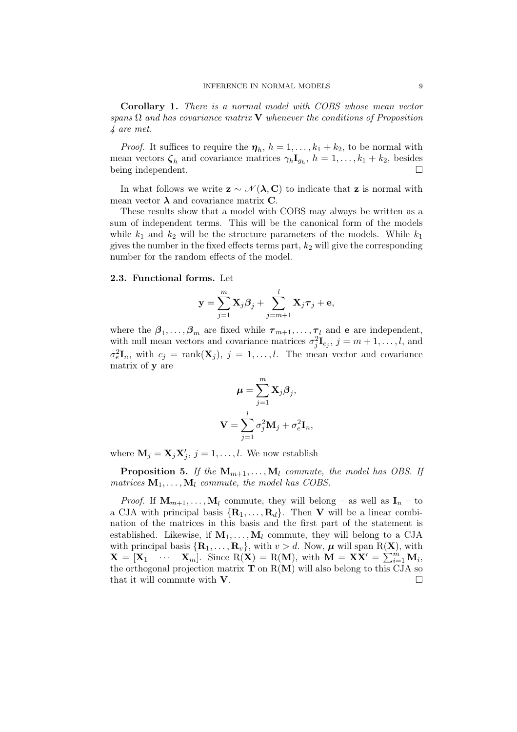**Corollary 1.** *There is a normal model with COBS whose mean vector spans $\Omega$ and has covariance matrix $\mathbf{V}$ whenever the conditions of Proposition 4 are met.*

*Proof.* It suffices to require the $\boldsymbol{\eta}_h$, $h = 1, \ldots, k_1 + k_2$, to be normal with mean vectors $\boldsymbol{\zeta}_h$ and covariance matrices $\gamma_h \mathbf{I}_{g_h}$, $h = 1, \ldots, k_1 + k_2$, besides being independent. □

In what follows we write $\mathbf{z} \sim \mathcal{N}(\boldsymbol{\lambda}, \mathbf{C})$ to indicate that $\mathbf{z}$ is normal with mean vector $\boldsymbol{\lambda}$ and covariance matrix $\mathbf{C}$.

These results show that a model with COBS may always be written as a sum of independent terms. This will be the canonical form of the models while $k_1$ and $k_2$ will be the structure parameters of the models. While $k_1$ gives the number in the fixed effects terms part, $k_2$ will give the corresponding number for the random effects of the model.

### 2.3. Functional forms.

Let

$$\mathbf{y} = \sum_{j=1}^{m} \mathbf{X}_j \boldsymbol{\beta}_j + \sum_{j=m+1}^{l} \mathbf{X}_j \boldsymbol{\tau}_j + \mathbf{e},$$

where the $\boldsymbol{\beta}_1, \ldots, \boldsymbol{\beta}_m$ are fixed while $\boldsymbol{\tau}_{m+1}, \ldots, \boldsymbol{\tau}_l$ and $\mathbf{e}$ are independent, with null mean vectors and covariance matrices $\sigma_j^2 \mathbf{I}_{c_j}$, $j = m+1, \ldots, l$, and $\sigma_e^2 \mathbf{I}_n$, with $c_j = \operatorname{rank}(\mathbf{X}_j)$, $j = 1, \ldots, l$. The mean vector and covariance matrix of $\mathbf{y}$ are

$$\boldsymbol{\mu} = \sum_{j=1}^{m} \mathbf{X}_j \boldsymbol{\beta}_j,$$

$$\mathbf{V} = \sum_{j=1}^{l} \sigma_j^2 \mathbf{M}_j + \sigma_e^2 \mathbf{I}_n,$$

where $\mathbf{M}_j = \mathbf{X}_j \mathbf{X}_j'$, $j = 1, \ldots, l$. We now establish

**Proposition 5.** *If the $\mathbf{M}_{m+1}, \ldots, \mathbf{M}_l$ commute, the model has OBS. If matrices $\mathbf{M}_1, \ldots, \mathbf{M}_l$ commute, the model has COBS.*

*Proof.* If $\mathbf{M}_{m+1}, \ldots, \mathbf{M}_l$ commute, they will belong – as well as $\mathbf{I}_n$ – to a CJA with principal basis $\{\mathbf{R}_1, \ldots, \mathbf{R}_d\}$. Then $\mathbf{V}$ will be a linear combination of the matrices in this basis and the first part of the statement is established. Likewise, if $\mathbf{M}_1, \ldots, \mathbf{M}_l$ commute, they will belong to a CJA with principal basis $\{\mathbf{R}_1, \ldots, \mathbf{R}_v\}$, with $v > d$. Now, $\boldsymbol{\mu}$ will span $\mathrm{R}(\mathbf{X})$, with $\mathbf{X} = [\mathbf{X}_1 \quad \cdots \quad \mathbf{X}_m]$. Since $\mathrm{R}(\mathbf{X}) = \mathrm{R}(\mathbf{M})$, with $\mathbf{M} = \mathbf{X}\mathbf{X}' = \sum_{i=1}^{m} \mathbf{M}_i$, the orthogonal projection matrix $\mathbf{T}$ on $\mathrm{R}(\mathbf{M})$ will also belong to this CJA so that it will commute with $\mathbf{V}$. □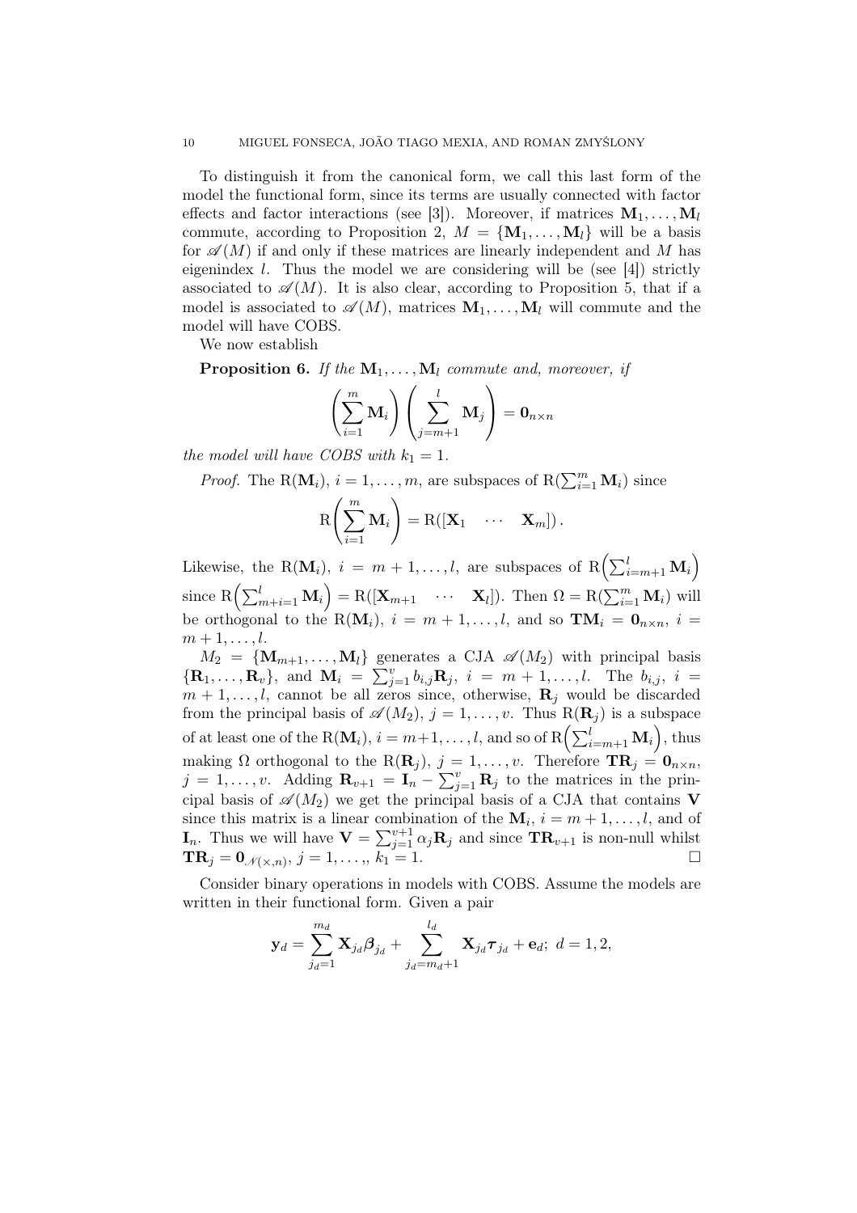To distinguish it from the canonical form, we call this last form of the model the functional form, since its terms are usually connected with factor effects and factor interactions (see [3]). Moreover, if matrices $\mathbf{M}_1, \dots, \mathbf{M}_l$ commute, according to Proposition 2, $M = \{\mathbf{M}_1, \dots, \mathbf{M}_l\}$ will be a basis for $\mathscr{A}(M)$ if and only if these matrices are linearly independent and $M$ has eigenindex $l$. Thus the model we are considering will be (see [4]) strictly associated to $\mathscr{A}(M)$. It is also clear, according to Proposition 5, that if a model is associated to $\mathscr{A}(M)$, matrices $\mathbf{M}_1, \dots, \mathbf{M}_l$ will commute and the model will have COBS.

We now establish

**Proposition 6.** *If the $\mathbf{M}_1, \dots, \mathbf{M}_l$ commute and, moreover, if*

$$\left(\sum_{i=1}^{m} \mathbf{M}_i\right)\left(\sum_{j=m+1}^{l} \mathbf{M}_j\right) = \mathbf{0}_{n\times n}$$

*the model will have COBS with $k_1 = 1$.*

*Proof.* The $\mathrm{R}(\mathbf{M}_i)$, $i = 1, \dots, m$, are subspaces of $\mathrm{R}(\sum_{i=1}^{m} \mathbf{M}_i)$ since

$$\mathrm{R}\left(\sum_{i=1}^{m} \mathbf{M}_i\right) = \mathrm{R}([\mathbf{X}_1 \quad \cdots \quad \mathbf{X}_m]).$$

Likewise, the $\mathrm{R}(\mathbf{M}_i)$, $i = m+1, \dots, l$, are subspaces of $\mathrm{R}\left(\sum_{i=m+1}^{l} \mathbf{M}_i\right)$ since $\mathrm{R}\left(\sum_{m+i=1}^{l} \mathbf{M}_i\right) = \mathrm{R}([\mathbf{X}_{m+1} \quad \cdots \quad \mathbf{X}_l])$. Then $\Omega = \mathrm{R}(\sum_{i=1}^{m} \mathbf{M}_i)$ will be orthogonal to the $\mathrm{R}(\mathbf{M}_i)$, $i = m+1, \dots, l$, and so $\mathbf{T}\mathbf{M}_i = \mathbf{0}_{n\times n}$, $i = m+1, \dots, l$.

$M_2 = \{\mathbf{M}_{m+1}, \dots, \mathbf{M}_l\}$ generates a CJA $\mathscr{A}(M_2)$ with principal basis $\{\mathbf{R}_1, \dots, \mathbf{R}_v\}$, and $\mathbf{M}_i = \sum_{j=1}^{v} b_{i,j}\mathbf{R}_j$, $i = m+1, \dots, l$. The $b_{i,j}$, $i = m+1, \dots, l$, cannot be all zeros since, otherwise, $\mathbf{R}_j$ would be discarded from the principal basis of $\mathscr{A}(M_2)$, $j = 1, \dots, v$. Thus $\mathrm{R}(\mathbf{R}_j)$ is a subspace of at least one of the $\mathrm{R}(\mathbf{M}_i)$, $i = m+1, \dots, l$, and so of $\mathrm{R}\left(\sum_{i=m+1}^{l} \mathbf{M}_i\right)$, thus making $\Omega$ orthogonal to the $\mathrm{R}(\mathbf{R}_j)$, $j = 1, \dots, v$. Therefore $\mathbf{T}\mathbf{R}_j = \mathbf{0}_{n\times n}$, $j = 1, \dots, v$. Adding $\mathbf{R}_{v+1} = \mathbf{I}_n - \sum_{j=1}^{v} \mathbf{R}_j$ to the matrices in the principal basis of $\mathscr{A}(M_2)$ we get the principal basis of a CJA that contains $\mathbf{V}$ since this matrix is a linear combination of the $\mathbf{M}_i$, $i = m+1, \dots, l$, and of $\mathbf{I}_n$. Thus we will have $\mathbf{V} = \sum_{j=1}^{v+1} \alpha_j \mathbf{R}_j$ and since $\mathbf{T}\mathbf{R}_{v+1}$ is non-null whilst $\mathbf{T}\mathbf{R}_j = \mathbf{0}_{\mathcal{N}(\times,n)}$, $j = 1, \dots,$, $k_1 = 1$. □

Consider binary operations in models with COBS. Assume the models are written in their functional form. Given a pair

$$\mathbf{y}_d = \sum_{j_d=1}^{m_d} \mathbf{X}_{j_d}\boldsymbol{\beta}_{j_d} + \sum_{j_d=m_d+1}^{l_d} \mathbf{X}_{j_d}\boldsymbol{\tau}_{j_d} + \mathbf{e}_d;\ d = 1, 2,$$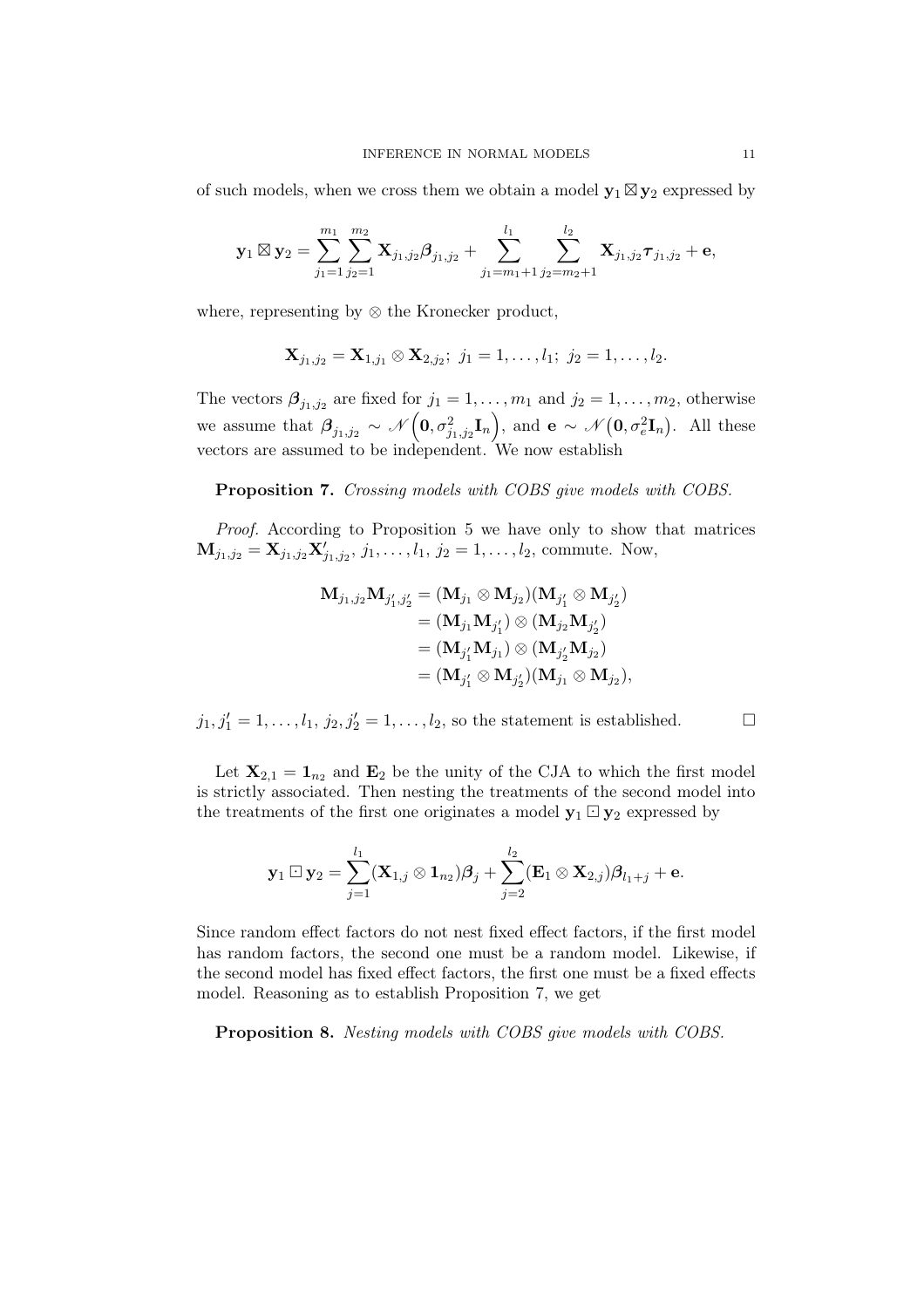of such models, when we cross them we obtain a model $\mathbf{y}_1 \boxtimes \mathbf{y}_2$ expressed by

$$\mathbf{y}_1 \boxtimes \mathbf{y}_2 = \sum_{j_1=1}^{m_1} \sum_{j_2=1}^{m_2} \mathbf{X}_{j_1,j_2} \boldsymbol{\beta}_{j_1,j_2} + \sum_{j_1=m_1+1}^{l_1} \sum_{j_2=m_2+1}^{l_2} \mathbf{X}_{j_1,j_2} \boldsymbol{\tau}_{j_1,j_2} + \mathbf{e},$$

where, representing by $\otimes$ the Kronecker product,

$$\mathbf{X}_{j_1,j_2} = \mathbf{X}_{1,j_1} \otimes \mathbf{X}_{2,j_2};\ j_1 = 1, \ldots, l_1;\ j_2 = 1, \ldots, l_2.$$

The vectors $\boldsymbol{\beta}_{j_1,j_2}$ are fixed for $j_1 = 1, \ldots, m_1$ and $j_2 = 1, \ldots, m_2$, otherwise we assume that $\boldsymbol{\beta}_{j_1,j_2} \sim \mathcal{N}\left(\mathbf{0}, \sigma^2_{j_1,j_2}\mathbf{I}_n\right)$, and $\mathbf{e} \sim \mathcal{N}\left(\mathbf{0}, \sigma^2_e \mathbf{I}_n\right)$. All these vectors are assumed to be independent. We now establish

**Proposition 7.** *Crossing models with COBS give models with COBS.*

*Proof.* According to Proposition 5 we have only to show that matrices $\mathbf{M}_{j_1,j_2} = \mathbf{X}_{j_1,j_2}\mathbf{X}'_{j_1,j_2}$, $j_1, \ldots, l_1$, $j_2 = 1, \ldots, l_2$, commute. Now,

$$\begin{aligned}
\mathbf{M}_{j_1,j_2}\mathbf{M}_{j_1',j_2'} &= (\mathbf{M}_{j_1} \otimes \mathbf{M}_{j_2})(\mathbf{M}_{j_1'} \otimes \mathbf{M}_{j_2'}) \\
&= (\mathbf{M}_{j_1}\mathbf{M}_{j_1'}) \otimes (\mathbf{M}_{j_2}\mathbf{M}_{j_2'}) \\
&= (\mathbf{M}_{j_1'}\mathbf{M}_{j_1}) \otimes (\mathbf{M}_{j_2'}\mathbf{M}_{j_2}) \\
&= (\mathbf{M}_{j_1'} \otimes \mathbf{M}_{j_2'})(\mathbf{M}_{j_1} \otimes \mathbf{M}_{j_2}),
\end{aligned}$$

$j_1, j_1' = 1, \ldots, l_1$, $j_2, j_2' = 1, \ldots, l_2$, so the statement is established. $\square$

Let $\mathbf{X}_{2,1} = \mathbf{1}_{n_2}$ and $\mathbf{E}_2$ be the unity of the CJA to which the first model is strictly associated. Then nesting the treatments of the second model into the treatments of the first one originates a model $\mathbf{y}_1 \boxdot \mathbf{y}_2$ expressed by

$$\mathbf{y}_1 \boxdot \mathbf{y}_2 = \sum_{j=1}^{l_1} (\mathbf{X}_{1,j} \otimes \mathbf{1}_{n_2})\boldsymbol{\beta}_j + \sum_{j=2}^{l_2} (\mathbf{E}_1 \otimes \mathbf{X}_{2,j})\boldsymbol{\beta}_{l_1+j} + \mathbf{e}.$$

Since random effect factors do not nest fixed effect factors, if the first model has random factors, the second one must be a random model. Likewise, if the second model has fixed effect factors, the first one must be a fixed effects model. Reasoning as to establish Proposition 7, we get

**Proposition 8.** *Nesting models with COBS give models with COBS.*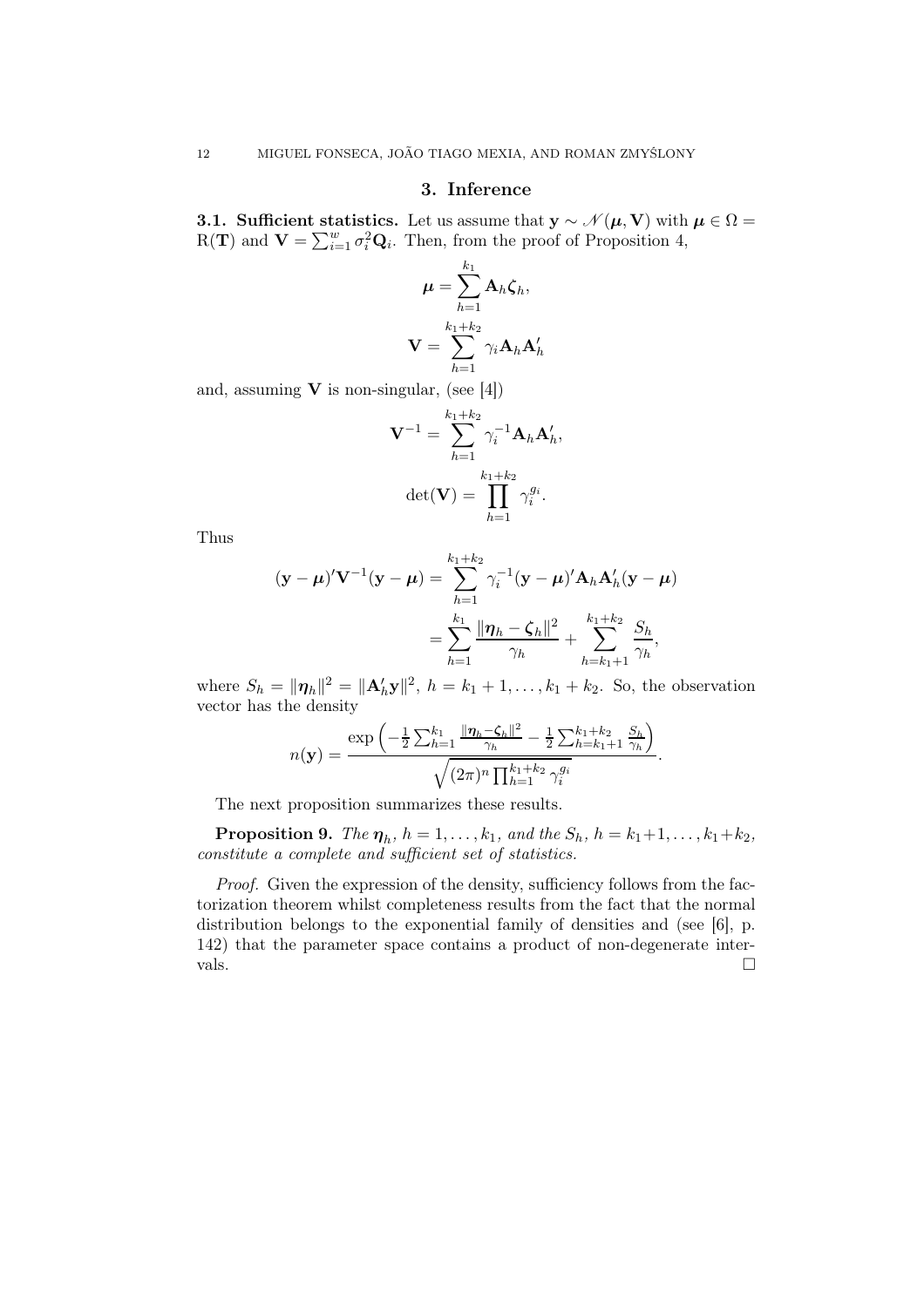## 3. Inference

**3.1. Sufficient statistics.** Let us assume that $\mathbf{y} \sim \mathscr{N}(\boldsymbol{\mu}, \mathbf{V})$ with $\boldsymbol{\mu} \in \Omega = \mathrm{R}(\mathbf{T})$ and $\mathbf{V} = \sum_{i=1}^{w} \sigma_i^2 \mathbf{Q}_i$. Then, from the proof of Proposition 4,

$$\boldsymbol{\mu} = \sum_{h=1}^{k_1} \mathbf{A}_h \boldsymbol{\zeta}_h,$$

$$\mathbf{V} = \sum_{h=1}^{k_1+k_2} \gamma_i \mathbf{A}_h \mathbf{A}_h'$$

and, assuming $\mathbf{V}$ is non-singular, (see [4])

$$\mathbf{V}^{-1} = \sum_{h=1}^{k_1+k_2} \gamma_i^{-1} \mathbf{A}_h \mathbf{A}_h',$$

$$\det(\mathbf{V}) = \prod_{h=1}^{k_1+k_2} \gamma_i^{g_i}.$$

Thus

$$(\mathbf{y} - \boldsymbol{\mu})' \mathbf{V}^{-1} (\mathbf{y} - \boldsymbol{\mu}) = \sum_{h=1}^{k_1+k_2} \gamma_i^{-1} (\mathbf{y} - \boldsymbol{\mu})' \mathbf{A}_h \mathbf{A}_h' (\mathbf{y} - \boldsymbol{\mu})$$
$$= \sum_{h=1}^{k_1} \frac{\|\boldsymbol{\eta}_h - \boldsymbol{\zeta}_h\|^2}{\gamma_h} + \sum_{h=k_1+1}^{k_1+k_2} \frac{S_h}{\gamma_h},$$

where $S_h = \|\boldsymbol{\eta}_h\|^2 = \|\mathbf{A}_h' \mathbf{y}\|^2$, $h = k_1 + 1, \ldots, k_1 + k_2$. So, the observation vector has the density

$$n(\mathbf{y}) = \frac{\exp\left(-\frac{1}{2} \sum_{h=1}^{k_1} \frac{\|\boldsymbol{\eta}_h - \boldsymbol{\zeta}_h\|^2}{\gamma_h} - \frac{1}{2} \sum_{h=k_1+1}^{k_1+k_2} \frac{S_h}{\gamma_h}\right)}{\sqrt{(2\pi)^n \prod_{h=1}^{k_1+k_2} \gamma_i^{g_i}}}.$$

The next proposition summarizes these results.

**Proposition 9.** *The $\boldsymbol{\eta}_h$, $h = 1, \ldots, k_1$, and the $S_h$, $h = k_1+1, \ldots, k_1+k_2$, constitute a complete and sufficient set of statistics.*

*Proof.* Given the expression of the density, sufficiency follows from the factorization theorem whilst completeness results from the fact that the normal distribution belongs to the exponential family of densities and (see [6], p. 142) that the parameter space contains a product of non-degenerate intervals. □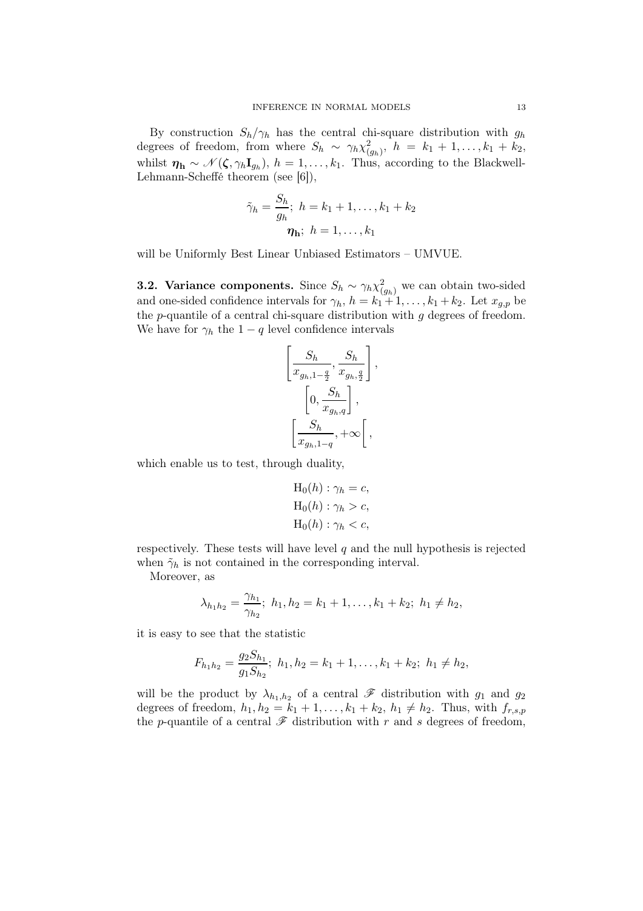By construction $S_h/\gamma_h$ has the central chi-square distribution with $g_h$ degrees of freedom, from where $S_h \sim \gamma_h \chi^2_{(g_h)}$, $h = k_1+1, \dots, k_1+k_2$, whilst $\boldsymbol{\eta}_{\mathbf{h}} \sim \mathscr{N}(\boldsymbol{\zeta}, \gamma_h \mathbf{I}_{g_h})$, $h = 1, \dots, k_1$. Thus, according to the Blackwell-Lehmann-Scheffé theorem (see [6]),

$$
\tilde{\gamma}_h = \frac{S_h}{g_h};\ h = k_1+1, \dots, k_1+k_2
$$

$$
\boldsymbol{\eta}_{\mathbf{h}};\ h = 1, \dots, k_1
$$

will be Uniformly Best Linear Unbiased Estimators – UMVUE.

**3.2. Variance components.** Since $S_h \sim \gamma_h \chi^2_{(g_h)}$ we can obtain two-sided and one-sided confidence intervals for $\gamma_h$, $h = k_1+1, \dots, k_1+k_2$. Let $x_{g,p}$ be the $p$-quantile of a central chi-square distribution with $g$ degrees of freedom. We have for $\gamma_h$ the $1-q$ level confidence intervals

$$
\left[\frac{S_h}{x_{g_h,1-\frac{q}{2}}}, \frac{S_h}{x_{g_h,\frac{q}{2}}}\right],
$$

$$
\left[0, \frac{S_h}{x_{g_h,q}}\right],
$$

$$
\left[\frac{S_h}{x_{g_h,1-q}}, +\infty\right[,
$$

which enable us to test, through duality,

$$
\mathrm{H}_0(h) : \gamma_h = c,
$$

$$
\mathrm{H}_0(h) : \gamma_h > c,
$$

$$
\mathrm{H}_0(h) : \gamma_h < c,
$$

respectively. These tests will have level $q$ and the null hypothesis is rejected when $\tilde{\gamma}_h$ is not contained in the corresponding interval.

Moreover, as

$$
\lambda_{h_1h_2} = \frac{\gamma_{h_1}}{\gamma_{h_2}};\ h_1, h_2 = k_1+1, \dots, k_1+k_2;\ h_1 \neq h_2,
$$

it is easy to see that the statistic

$$
F_{h_1h_2} = \frac{g_2 S_{h_1}}{g_1 S_{h_2}};\ h_1, h_2 = k_1+1, \dots, k_1+k_2;\ h_1 \neq h_2,
$$

will be the product by $\lambda_{h_1,h_2}$ of a central $\mathscr{F}$ distribution with $g_1$ and $g_2$ degrees of freedom, $h_1, h_2 = k_1+1, \dots, k_1+k_2$, $h_1 \neq h_2$. Thus, with $f_{r,s,p}$ the $p$-quantile of a central $\mathscr{F}$ distribution with $r$ and $s$ degrees of freedom,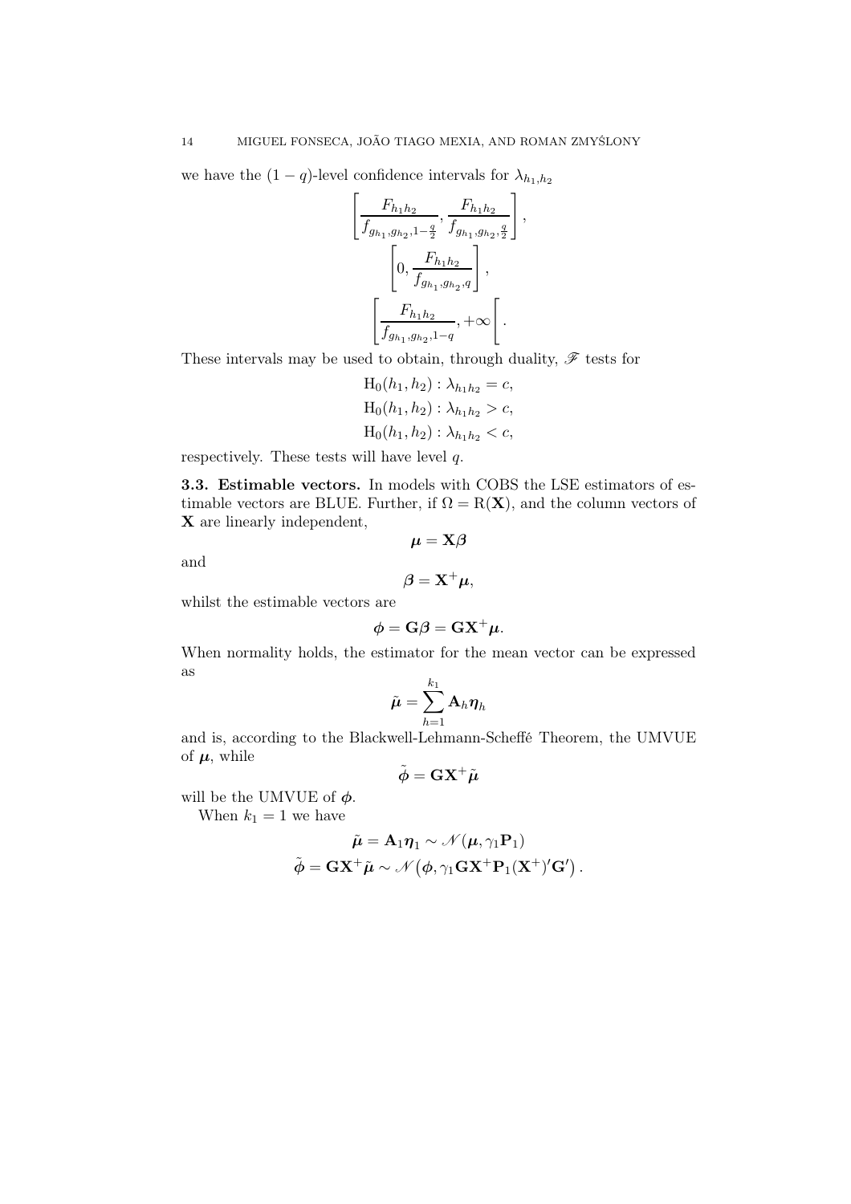we have the $(1-q)$-level confidence intervals for $\lambda_{h_1,h_2}$

$$\left[\frac{F_{h_1h_2}}{f_{g_{h_1},g_{h_2},1-\frac{q}{2}}}, \frac{F_{h_1h_2}}{f_{g_{h_1},g_{h_2},\frac{q}{2}}}\right],$$

$$\left[0, \frac{F_{h_1h_2}}{f_{g_{h_1},g_{h_2},q}}\right],$$

$$\left[\frac{F_{h_1h_2}}{f_{g_{h_1},g_{h_2},1-q}}, +\infty\right[.$$

These intervals may be used to obtain, through duality, $\mathscr{F}$ tests for

$$\mathrm{H}_0(h_1,h_2) : \lambda_{h_1h_2} = c,$$
$$\mathrm{H}_0(h_1,h_2) : \lambda_{h_1h_2} > c,$$
$$\mathrm{H}_0(h_1,h_2) : \lambda_{h_1h_2} < c,$$

respectively. These tests will have level $q$.

**3.3. Estimable vectors.** In models with COBS the LSE estimators of estimable vectors are BLUE. Further, if $\Omega = \mathrm{R}(\mathbf{X})$, and the column vectors of $\mathbf{X}$ are linearly independent,

$$\boldsymbol{\mu} = \mathbf{X}\boldsymbol{\beta}$$

and

$$\boldsymbol{\beta} = \mathbf{X}^{+}\boldsymbol{\mu},$$

whilst the estimable vectors are

$$\boldsymbol{\phi} = \mathbf{G}\boldsymbol{\beta} = \mathbf{G}\mathbf{X}^{+}\boldsymbol{\mu}.$$

When normality holds, the estimator for the mean vector can be expressed as

$$\tilde{\boldsymbol{\mu}} = \sum_{h=1}^{k_1} \mathbf{A}_h \boldsymbol{\eta}_h$$

and is, according to the Blackwell-Lehmann-Scheffé Theorem, the UMVUE of $\boldsymbol{\mu}$, while

$$\tilde{\boldsymbol{\phi}} = \mathbf{G}\mathbf{X}^{+}\tilde{\boldsymbol{\mu}}$$

will be the UMVUE of $\boldsymbol{\phi}$.

When $k_1 = 1$ we have

$$\tilde{\boldsymbol{\mu}} = \mathbf{A}_1\boldsymbol{\eta}_1 \sim \mathscr{N}(\boldsymbol{\mu}, \gamma_1\mathbf{P}_1)$$
$$\tilde{\boldsymbol{\phi}} = \mathbf{G}\mathbf{X}^{+}\tilde{\boldsymbol{\mu}} \sim \mathscr{N}\left(\boldsymbol{\phi}, \gamma_1\mathbf{G}\mathbf{X}^{+}\mathbf{P}_1(\mathbf{X}^{+})'\mathbf{G}'\right).$$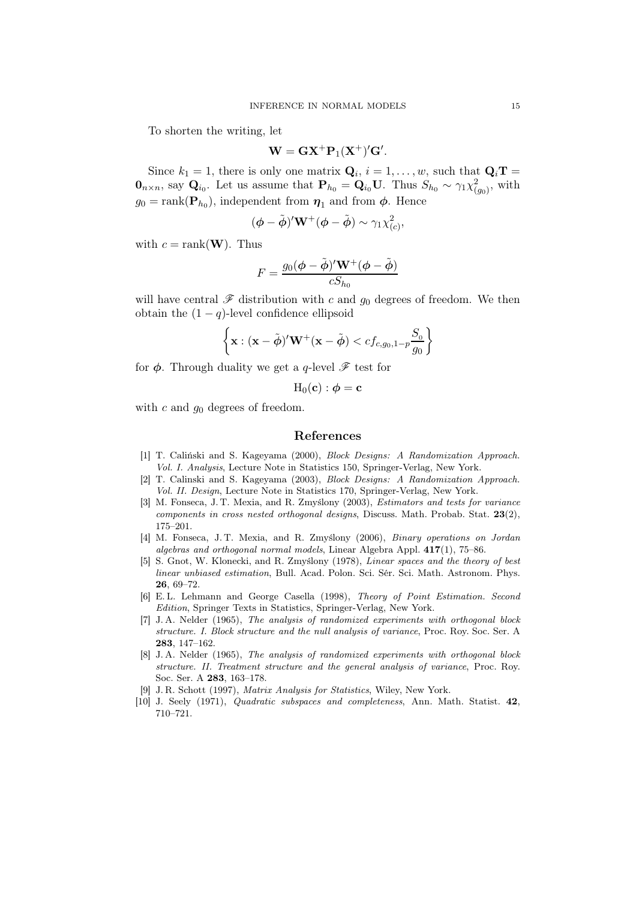To shorten the writing, let

$$\mathbf{W} = \mathbf{G}\mathbf{X}^{+}\mathbf{P}_1(\mathbf{X}^{+})'\mathbf{G}'.$$

Since $k_1 = 1$, there is only one matrix $\mathbf{Q}_i$, $i = 1, \ldots, w$, such that $\mathbf{Q}_i\mathbf{T} = \mathbf{0}_{n\times n}$, say $\mathbf{Q}_{i_0}$. Let us assume that $\mathbf{P}_{h_0} = \mathbf{Q}_{i_0}\mathbf{U}$. Thus $S_{h_0} \sim \gamma_1\chi^2_{(g_0)}$, with $g_0 = \operatorname{rank}(\mathbf{P}_{h_0})$, independent from $\boldsymbol{\eta}_1$ and from $\boldsymbol{\phi}$. Hence

$$(\boldsymbol{\phi} - \tilde{\boldsymbol{\phi}})'\mathbf{W}^{+}(\boldsymbol{\phi} - \tilde{\boldsymbol{\phi}}) \sim \gamma_1\chi^2_{(c)},$$

with $c = \operatorname{rank}(\mathbf{W})$. Thus

$$F = \frac{g_0(\boldsymbol{\phi} - \tilde{\boldsymbol{\phi}})'\mathbf{W}^{+}(\boldsymbol{\phi} - \tilde{\boldsymbol{\phi}})}{cS_{h_0}}$$

will have central $\mathscr{F}$ distribution with $c$ and $g_0$ degrees of freedom. We then obtain the $(1-q)$-level confidence ellipsoid

$$\left\{\mathbf{x} : (\mathbf{x} - \tilde{\boldsymbol{\phi}})'\mathbf{W}^{+}(\mathbf{x} - \tilde{\boldsymbol{\phi}}) < cf_{c,g_0,1-p}\frac{S_0}{g_0}\right\}$$

for $\boldsymbol{\phi}$. Through duality we get a $q$-level $\mathscr{F}$ test for

$$\mathrm{H}_0(\mathbf{c}) : \boldsymbol{\phi} = \mathbf{c}$$

with $c$ and $g_0$ degrees of freedom.

## References

[1] T. Caliński and S. Kageyama (2000), *Block Designs: A Randomization Approach. Vol. I. Analysis*, Lecture Note in Statistics 150, Springer-Verlag, New York.

[2] T. Calinski and S. Kageyama (2003), *Block Designs: A Randomization Approach. Vol. II. Design*, Lecture Note in Statistics 170, Springer-Verlag, New York.

[3] M. Fonseca, J. T. Mexia, and R. Zmyślony (2003), *Estimators and tests for variance components in cross nested orthogonal designs*, Discuss. Math. Probab. Stat. **23**(2), 175–201.

[4] M. Fonseca, J. T. Mexia, and R. Zmyślony (2006), *Binary operations on Jordan algebras and orthogonal normal models*, Linear Algebra Appl. **417**(1), 75–86.

[5] S. Gnot, W. Klonecki, and R. Zmyślony (1978), *Linear spaces and the theory of best linear unbiased estimation*, Bull. Acad. Polon. Sci. Sér. Sci. Math. Astronom. Phys. **26**, 69–72.

[6] E. L. Lehmann and George Casella (1998), *Theory of Point Estimation. Second Edition*, Springer Texts in Statistics, Springer-Verlag, New York.

[7] J. A. Nelder (1965), *The analysis of randomized experiments with orthogonal block structure. I. Block structure and the null analysis of variance*, Proc. Roy. Soc. Ser. A **283**, 147–162.

[8] J. A. Nelder (1965), *The analysis of randomized experiments with orthogonal block structure. II. Treatment structure and the general analysis of variance*, Proc. Roy. Soc. Ser. A **283**, 163–178.

[9] J. R. Schott (1997), *Matrix Analysis for Statistics*, Wiley, New York.

[10] J. Seely (1971), *Quadratic subspaces and completeness*, Ann. Math. Statist. **42**, 710–721.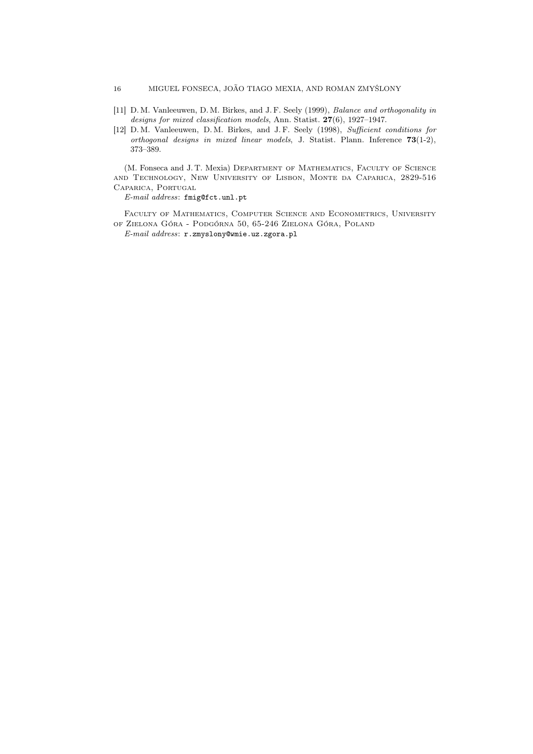[11] D. M. Vanleeuwen, D. M. Birkes, and J. F. Seely (1999), *Balance and orthogonality in designs for mixed classification models*, Ann. Statist. **27**(6), 1927–1947.

[12] D. M. Vanleeuwen, D. M. Birkes, and J. F. Seely (1998), *Sufficient conditions for orthogonal designs in mixed linear models*, J. Statist. Plann. Inference **73**(1-2), 373–389.

(M. Fonseca and J. T. Mexia) Department of Mathematics, Faculty of Science and Technology, New University of Lisbon, Monte da Caparica, 2829-516 Caparica, Portugal

*E-mail address*: fmig@fct.unl.pt

Faculty of Mathematics, Computer Science and Econometrics, University of Zielona Góra - Podgórna 50, 65-246 Zielona Góra, Poland

*E-mail address*: r.zmyslony@wmie.uz.zgora.pl